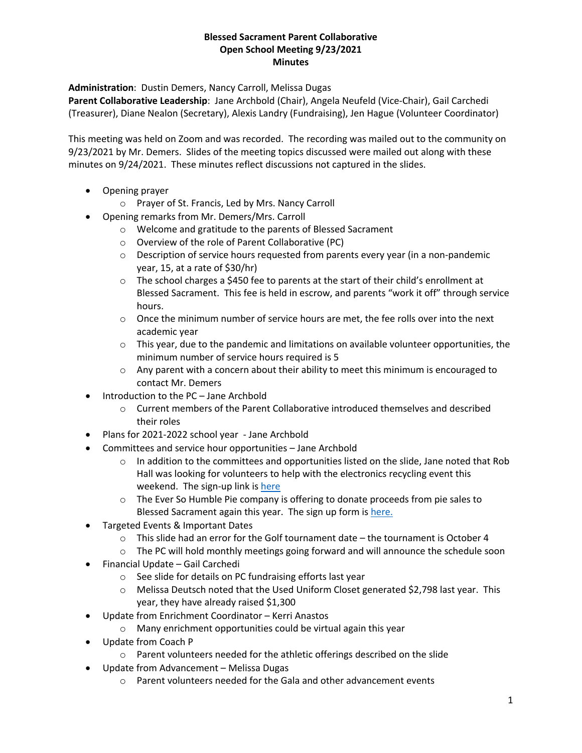# Blessed Sacrament Parent Collaborative
## Open School Meeting 9/23/2021
## Minutes

**Administration**: Dustin Demers, Nancy Carroll, Melissa Dugas
**Parent Collaborative Leadership**: Jane Archbold (Chair), Angela Neufeld (Vice-Chair), Gail Carchedi (Treasurer), Diane Nealon (Secretary), Alexis Landry (Fundraising), Jen Hague (Volunteer Coordinator)

This meeting was held on Zoom and was recorded. The recording was mailed out to the community on 9/23/2021 by Mr. Demers. Slides of the meeting topics discussed were mailed out along with these minutes on 9/24/2021. These minutes reflect discussions not captured in the slides.

- Opening prayer
  - Prayer of St. Francis, Led by Mrs. Nancy Carroll
- Opening remarks from Mr. Demers/Mrs. Carroll
  - Welcome and gratitude to the parents of Blessed Sacrament
  - Overview of the role of Parent Collaborative (PC)
  - Description of service hours requested from parents every year (in a non-pandemic year, 15, at a rate of $30/hr)
  - The school charges a $450 fee to parents at the start of their child's enrollment at Blessed Sacrament. This fee is held in escrow, and parents "work it off" through service hours.
  - Once the minimum number of service hours are met, the fee rolls over into the next academic year
  - This year, due to the pandemic and limitations on available volunteer opportunities, the minimum number of service hours required is 5
  - Any parent with a concern about their ability to meet this minimum is encouraged to contact Mr. Demers
- Introduction to the PC – Jane Archbold
  - Current members of the Parent Collaborative introduced themselves and described their roles
- Plans for 2021-2022 school year - Jane Archbold
- Committees and service hour opportunities – Jane Archbold
  - In addition to the committees and opportunities listed on the slide, Jane noted that Rob Hall was looking for volunteers to help with the electronics recycling event this weekend. The sign-up link is here
  - The Ever So Humble Pie company is offering to donate proceeds from pie sales to Blessed Sacrament again this year. The sign up form is here.
- Targeted Events & Important Dates
  - This slide had an error for the Golf tournament date – the tournament is October 4
  - The PC will hold monthly meetings going forward and will announce the schedule soon
- Financial Update – Gail Carchedi
  - See slide for details on PC fundraising efforts last year
  - Melissa Deutsch noted that the Used Uniform Closet generated $2,798 last year. This year, they have already raised $1,300
- Update from Enrichment Coordinator – Kerri Anastos
  - Many enrichment opportunities could be virtual again this year
- Update from Coach P
  - Parent volunteers needed for the athletic offerings described on the slide
- Update from Advancement – Melissa Dugas
  - Parent volunteers needed for the Gala and other advancement events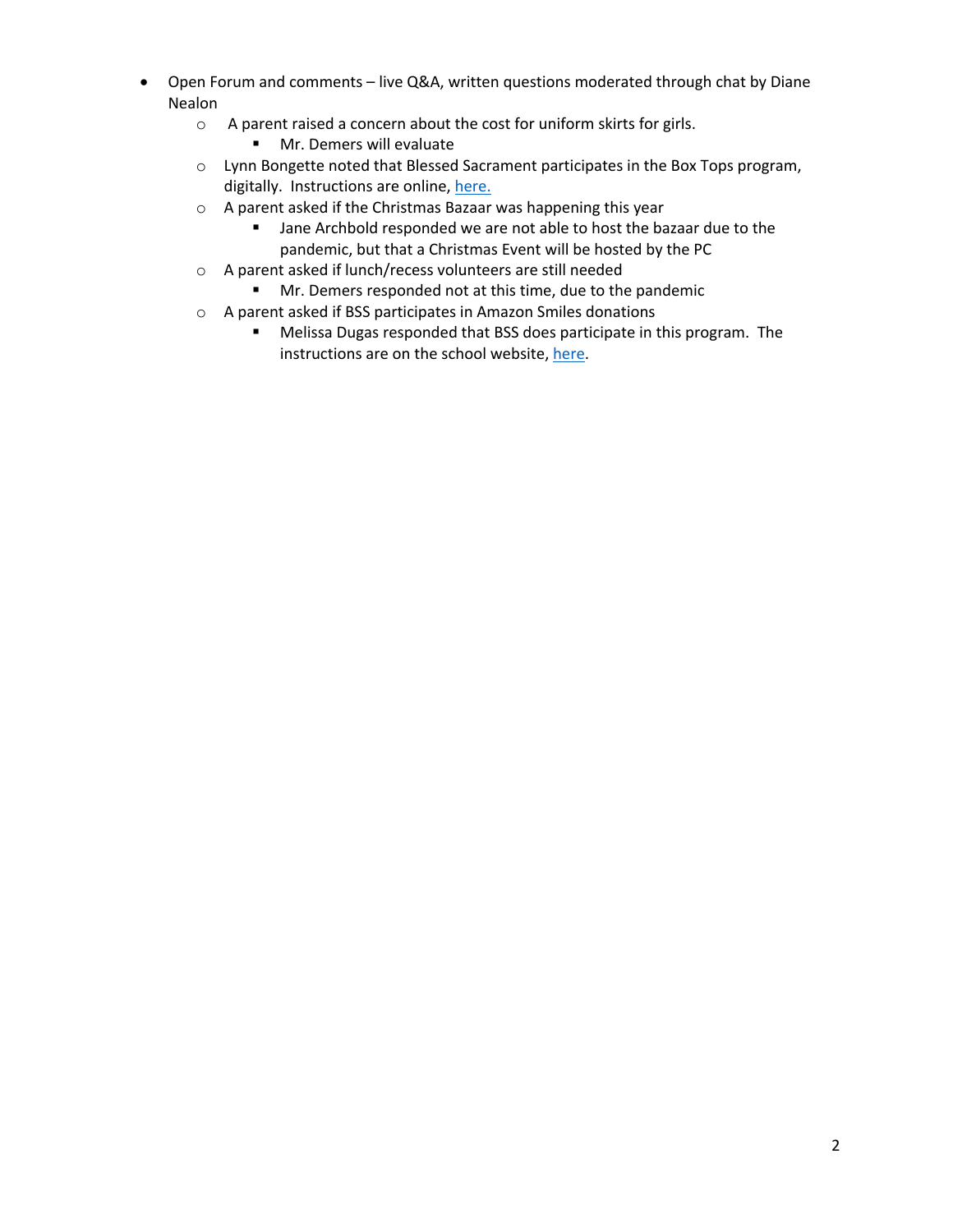- Open Forum and comments – live Q&A, written questions moderated through chat by Diane Nealon
  - A parent raised a concern about the cost for uniform skirts for girls.
    - Mr. Demers will evaluate
  - Lynn Bongette noted that Blessed Sacrament participates in the Box Tops program, digitally. Instructions are online, here.
  - A parent asked if the Christmas Bazaar was happening this year
    - Jane Archbold responded we are not able to host the bazaar due to the pandemic, but that a Christmas Event will be hosted by the PC
  - A parent asked if lunch/recess volunteers are still needed
    - Mr. Demers responded not at this time, due to the pandemic
  - A parent asked if BSS participates in Amazon Smiles donations
    - Melissa Dugas responded that BSS does participate in this program. The instructions are on the school website, here.